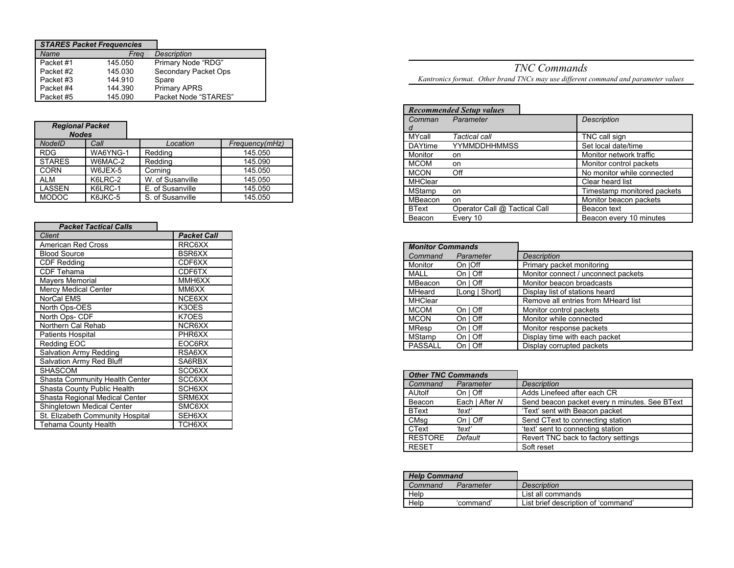### STARES Packet Frequencies

| Name | Freq | Description |
|---|---|---|
| Packet #1 | 145.050 | Primary Node "RDG" |
| Packet #2 | 145.030 | Secondary Packet Ops |
| Packet #3 | 144.910 | Spare |
| Packet #4 | 144.390 | Primary APRS |
| Packet #5 | 145.090 | Packet Node "STARES" |

### Regional Packet Nodes

| NodeID | Call | Location | Frequency(mHz) |
|---|---|---|---|
| RDG | WA6YNG-1 | Redding | 145.050 |
| STARES | W6MAC-2 | Redding | 145.090 |
| CORN | W6JEX-5 | Corning | 145.050 |
| ALM | K6LRC-2 | W. of Susanville | 145.050 |
| LASSEN | K6LRC-1 | E. of Susanville | 145.050 |
| MODOC | K6JKC-5 | S. of Susanville | 145.050 |

### Packet Tactical Calls

| Client | Packet Call |
|---|---|
| American Red Cross | RRC6XX |
| Blood Source | BSR6XX |
| CDF Redding | CDF6XX |
| CDF Tehama | CDF6TX |
| Mayers Memorial | MMH6XX |
| Mercy Medical Center | MM6XX |
| NorCal EMS | NCE6XX |
| North Ops-OES | K3OES |
| North Ops- CDF | K7OES |
| Northern Cal Rehab | NCR6XX |
| Patients Hospital | PHR6XX |
| Redding EOC | EOC6RX |
| Salvation Army Redding | RSA6XX |
| Salvation Army Red Bluff | SA6RBX |
| SHASCOM | SCO6XX |
| Shasta Community Health Center | SCC6XX |
| Shasta County Public Health | SCH6XX |
| Shasta Regional Medical Center | SRM6XX |
| Shingletown Medical Center | SMC6XX |
| St. Elizabeth Community Hospital | SEH6XX |
| Tehama County Health | TCH6XX |

## TNC Commands

*Kantronics format. Other brand TNCs may use different command and parameter values*

### Recommended Setup values

| Command | Parameter | Description |
|---|---|---|
| MYcall | *Tactical call* | TNC call sign |
| DAYtime | YYMMDDHHMMSS | Set local date/time |
| Monitor | on | Monitor network traffic |
| MCOM | on | Monitor control packets |
| MCON | Off | No monitor while connected |
| MHClear | | Clear heard list |
| MStamp | on | Timestamp monitored packets |
| MBeacon | on | Monitor beacon packets |
| BText | Operator Call @ Tactical Call | Beacon text |
| Beacon | Every 10 | Beacon every 10 minutes |

### Monitor Commands

| Command | Parameter | Description |
|---|---|---|
| Monitor | On \|Off | Primary packet monitoring |
| MALL | On \| Off | Monitor connect / unconnect packets |
| MBeacon | On \| Off | Monitor beacon broadcasts |
| MHeard | [Long \| Short] | Display list of stations heard |
| MHClear | | Remove all entries from MHeard list |
| MCOM | On \| Off | Monitor control packets |
| MCON | On \| Off | Monitor while connected |
| MResp | On \| Off | Monitor response packets |
| MStamp | On \| Off | Display time with each packet |
| PASSALL | On \| Off | Display corrupted packets |

### Other TNC Commands

| Command | Parameter | Description |
|---|---|---|
| AUtolf | On \| Off | Adds Linefeed after each CR |
| Beacon | Each \| After *N* | Send beacon packet every n minutes. See BText |
| BText | *'text'* | 'Text' sent with Beacon packet |
| CMsg | *On \| Off* | Send CText to connecting station |
| CText | *'text'* | 'text' sent to connecting station |
| RESTORE | *Default* | Revert TNC back to factory settings |
| RESET | | Soft reset |

### Help Command

| Command | Parameter | Description |
|---|---|---|
| Help | | List all commands |
| Help | 'command' | List brief description of 'command' |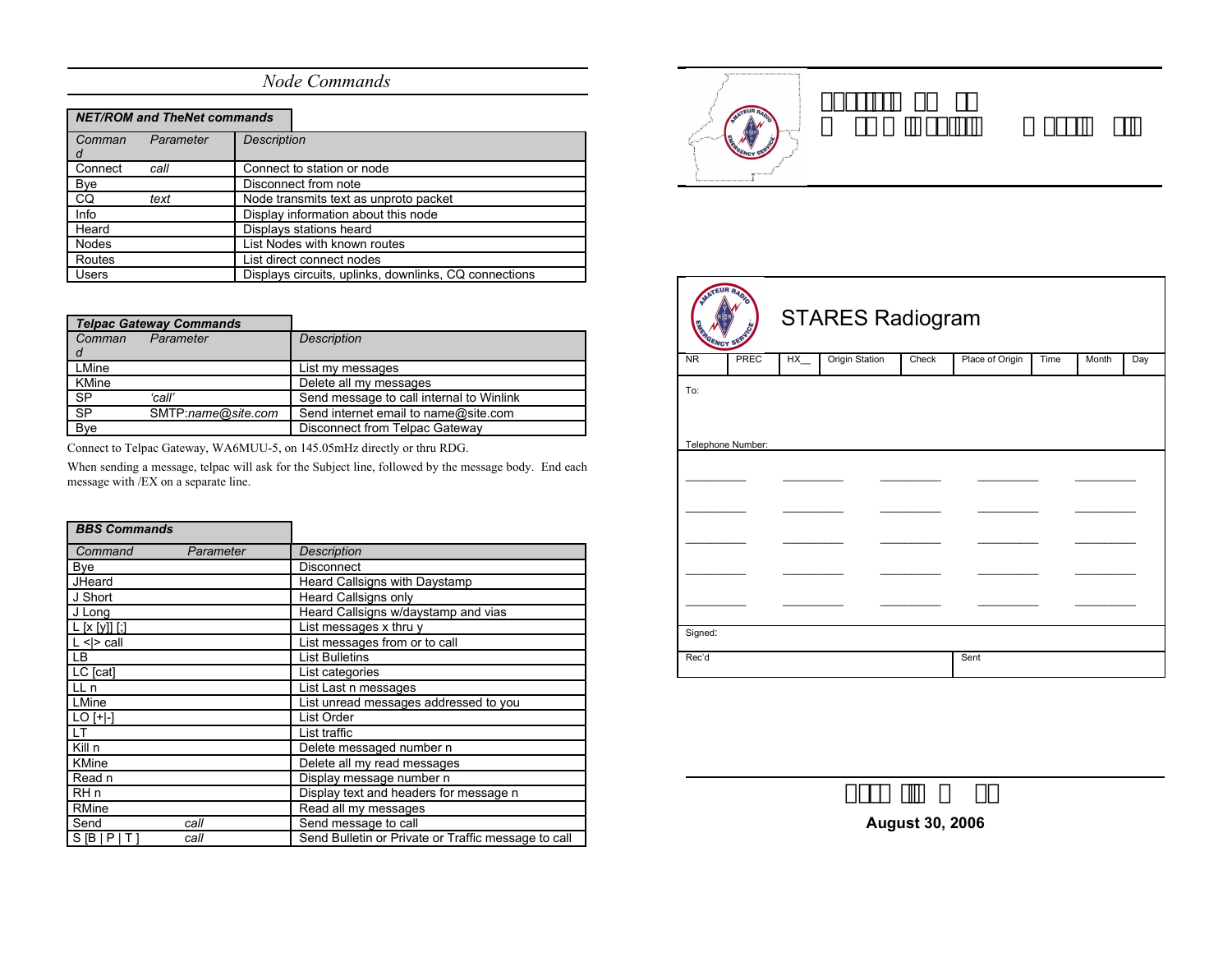# Node Commands

| *NET/ROM and TheNet commands* | | |
|---|---|---|
| *Command* | *Parameter* | *Description* |
| Connect | *call* | Connect to station or node |
| Bye | | Disconnect from note |
| CQ | *text* | Node transmits text as unproto packet |
| Info | | Display information about this node |
| Heard | | Displays stations heard |
| Nodes | | List Nodes with known routes |
| Routes | | List direct connect nodes |
| Users | | Displays circuits, uplinks, downlinks, CQ connections |

| *Telpac Gateway Commands* | | |
|---|---|---|
| *Command* | *Parameter* | *Description* |
| LMine | | List my messages |
| KMine | | Delete all my messages |
| SP | *'call'* | Send message to call internal to Winlink |
| SP | SMTP:*name@site.com* | Send internet email to name@site.com |
| Bye | | Disconnect from Telpac Gateway |

Connect to Telpac Gateway, WA6MUU-5, on 145.05mHz directly or thru RDG.

When sending a message, telpac will ask for the Subject line, followed by the message body. End each message with /EX on a separate line.

| *BBS Commands* | | |
|---|---|---|
| *Command* | *Parameter* | *Description* |
| Bye | | Disconnect |
| JHeard | | Heard Callsigns with Daystamp |
| J Short | | Heard Callsigns only |
| J Long | | Heard Callsigns w/daystamp and vias |
| L [x [y]] [;] | | List messages x thru y |
| L <\|> call | | List messages from or to call |
| LB | | List Bulletins |
| LC [cat] | | List categories |
| LL n | | List Last n messages |
| LMine | | List unread messages addressed to you |
| LO [+\|-] | | List Order |
| LT | | List traffic |
| Kill n | | Delete messaged number n |
| KMine | | Delete all my read messages |
| Read n | | Display message number n |
| RH n | | Display text and headers for message n |
| RMine | | Read all my messages |
| Send | *call* | Send message to call |
| S [B \| P \| T ] | *call* | Send Bulletin or Private or Traffic message to call |

## STARES Radiogram

| NR | PREC | HX__ | Origin Station | Check | Place of Origin | Time | Month | Day |
|---|---|---|---|---|---|---|---|---|
| | | | | | | | | |

To:

Telephone Number:

_________ _________ _________ _________ _________

_________ _________ _________ _________ _________

_________ _________ _________ _________ _________

_________ _________ _________ _________ _________

_________ _________ _________ _________ _________

Signed:

| Rec'd | Sent |
|---|---|
| | |

**August 30, 2006**